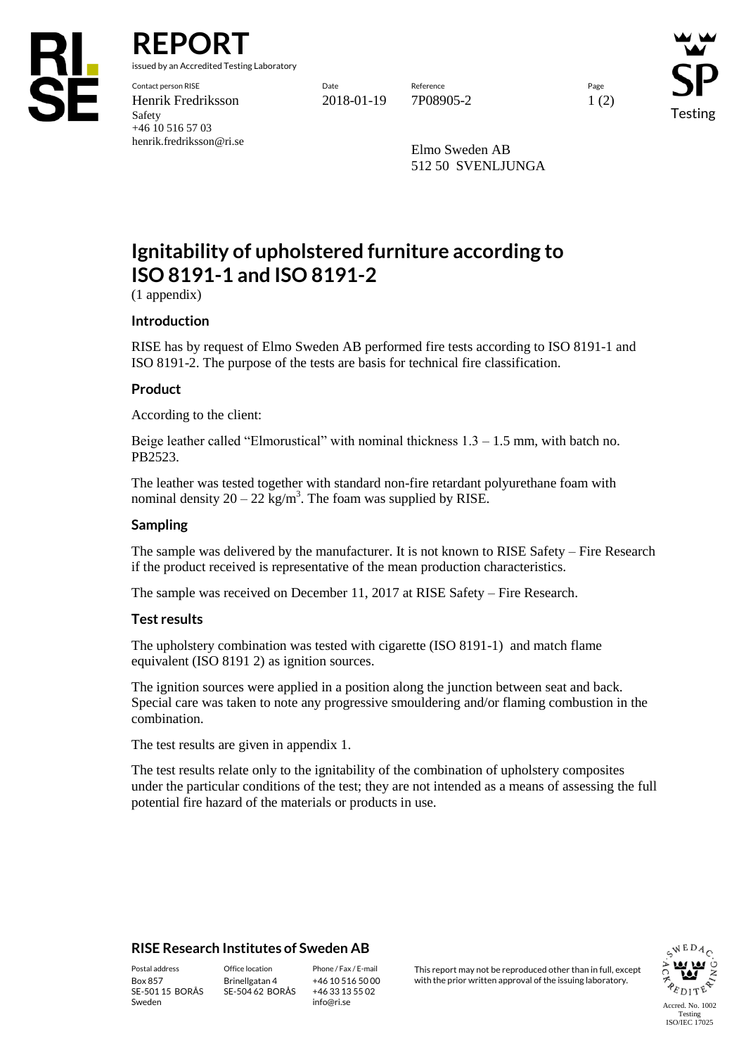# REPORT

issued by an Accredited Testing Laboratory

| Contact person RISE | Date | Reference | Page |
|---|---|---|---|
| Henrik Fredriksson | 2018-01-19 | 7P08905-2 | 1 (2) |
| Safety | | | |
| +46 10 516 57 03 | | | |
| henrik.fredriksson@ri.se | | | |

Elmo Sweden AB
512 50 SVENLJUNGA

# Ignitability of upholstered furniture according to ISO 8191-1 and ISO 8191-2

(1 appendix)

## Introduction

RISE has by request of Elmo Sweden AB performed fire tests according to ISO 8191-1 and ISO 8191-2. The purpose of the tests are basis for technical fire classification.

## Product

According to the client:

Beige leather called "Elmorustical" with nominal thickness 1.3 – 1.5 mm, with batch no. PB2523.

The leather was tested together with standard non-fire retardant polyurethane foam with nominal density 20 – 22 kg/m$^3$. The foam was supplied by RISE.

## Sampling

The sample was delivered by the manufacturer. It is not known to RISE Safety – Fire Research if the product received is representative of the mean production characteristics.

The sample was received on December 11, 2017 at RISE Safety – Fire Research.

## Test results

The upholstery combination was tested with cigarette (ISO 8191-1) and match flame equivalent (ISO 8191 2) as ignition sources.

The ignition sources were applied in a position along the junction between seat and back. Special care was taken to note any progressive smouldering and/or flaming combustion in the combination.

The test results are given in appendix 1.

The test results relate only to the ignitability of the combination of upholstery composites under the particular conditions of the test; they are not intended as a means of assessing the full potential fire hazard of the materials or products in use.

**RISE Research Institutes of Sweden AB**

| Postal address | Office location | Phone / Fax / E-mail |
|---|---|---|
| Box 857 | Brinellgatan 4 | +46 10 516 50 00 |
| SE-501 15 BORÅS | SE-504 62 BORÅS | +46 33 13 55 02 |
| Sweden | | info@ri.se |

This report may not be reproduced other than in full, except with the prior written approval of the issuing laboratory.

Accred. No. 1002
Testing
ISO/IEC 17025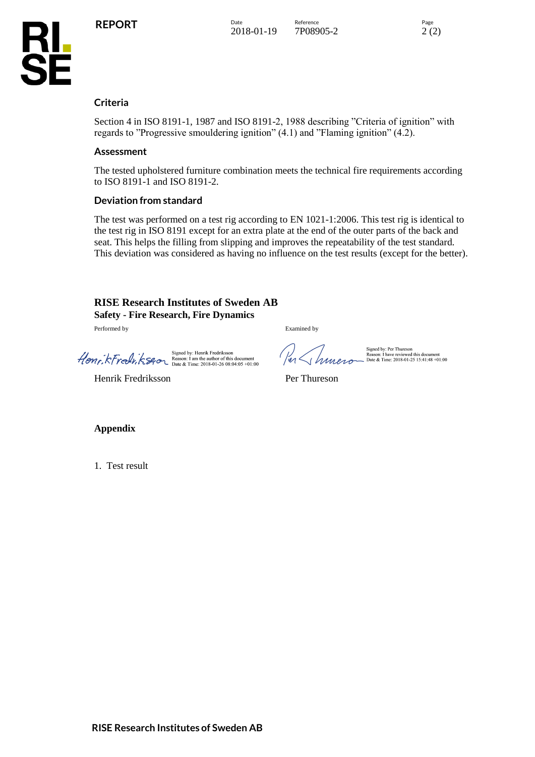## Criteria

Section 4 in ISO 8191-1, 1987 and ISO 8191-2, 1988 describing ”Criteria of ignition” with regards to ”Progressive smouldering ignition” (4.1) and ”Flaming ignition” (4.2).

## Assessment

The tested upholstered furniture combination meets the technical fire requirements according to ISO 8191-1 and ISO 8191-2.

## Deviation from standard

The test was performed on a test rig according to EN 1021-1:2006. This test rig is identical to the test rig in ISO 8191 except for an extra plate at the end of the outer parts of the back and seat. This helps the filling from slipping and improves the repeatability of the test standard. This deviation was considered as having no influence on the test results (except for the better).

**RISE Research Institutes of Sweden AB**
**Safety - Fire Research, Fire Dynamics**

| Performed by | Examined by |
| --- | --- |
| Signed by: Henrik Fredriksson<br>Reason: I am the author of this document<br>Date & Time: 2018-01-26 08:04:05 +01:00 | Signed by: Per Thureson<br>Reason: I have reviewed this document<br>Date & Time: 2018-01-25 15:41:48 +01:00 |
| Henrik Fredriksson | Per Thureson |

## Appendix

1. Test result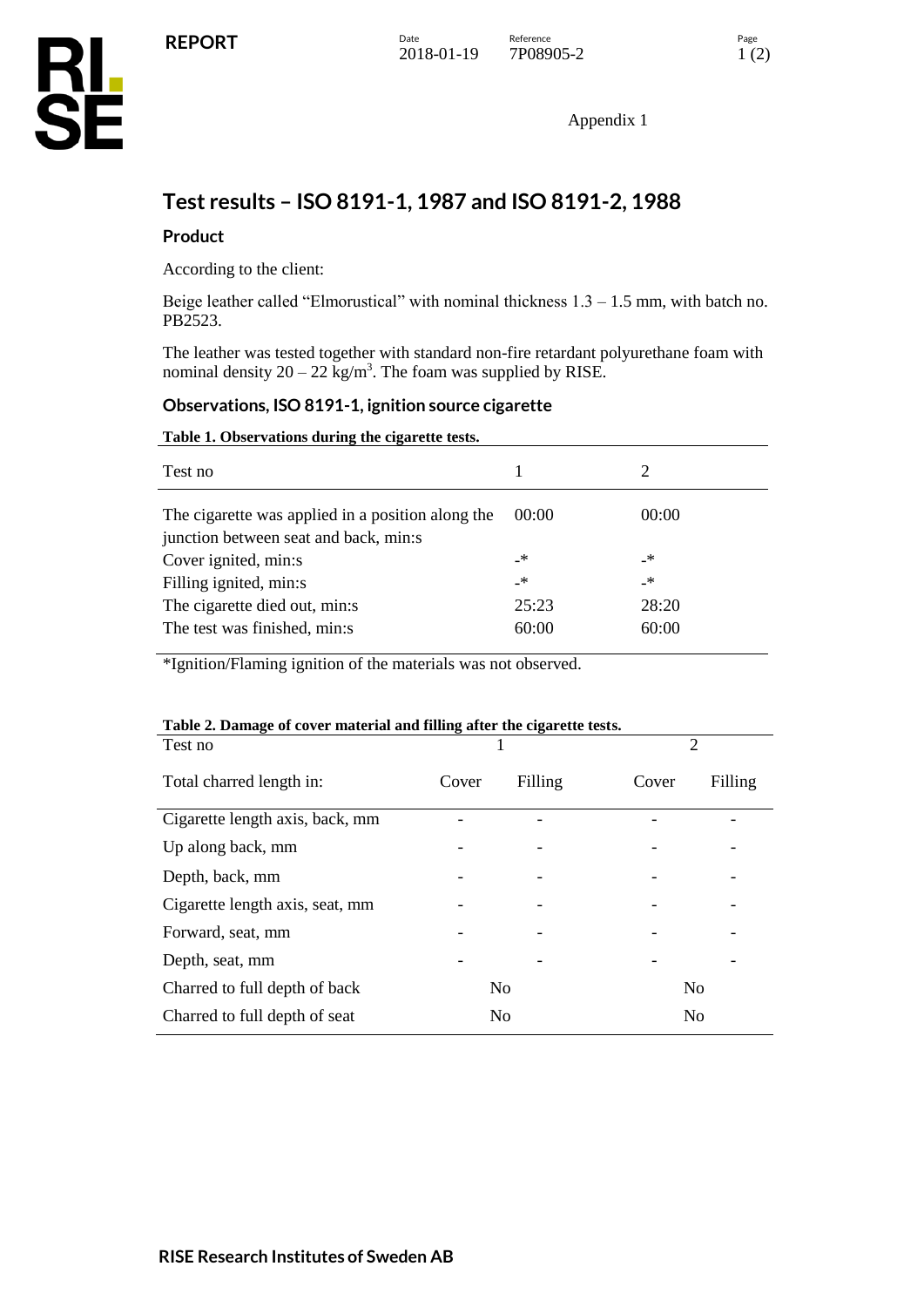Appendix 1

# Test results – ISO 8191-1, 1987 and ISO 8191-2, 1988

## Product

According to the client:

Beige leather called “Elmorustical” with nominal thickness 1.3 – 1.5 mm, with batch no. PB2523.

The leather was tested together with standard non-fire retardant polyurethane foam with nominal density 20 – 22 kg/m$^3$. The foam was supplied by RISE.

## Observations, ISO 8191-1, ignition source cigarette

**Table 1. Observations during the cigarette tests.**

| Test no | 1 | 2 |
|---|---|---|
| The cigarette was applied in a position along the junction between seat and back, min:s | 00:00 | 00:00 |
| Cover ignited, min:s | -* | -* |
| Filling ignited, min:s | -* | -* |
| The cigarette died out, min:s | 25:23 | 28:20 |
| The test was finished, min:s | 60:00 | 60:00 |

*Ignition/Flaming ignition of the materials was not observed.

**Table 2. Damage of cover material and filling after the cigarette tests.**

| Test no | 1 | | 2 | |
|---|---|---|---|---|
| Total charred length in: | Cover | Filling | Cover | Filling |
| Cigarette length axis, back, mm | - | - | - | - |
| Up along back, mm | - | - | - | - |
| Depth, back, mm | - | - | - | - |
| Cigarette length axis, seat, mm | - | - | - | - |
| Forward, seat, mm | - | - | - | - |
| Depth, seat, mm | - | - | - | - |
| Charred to full depth of back | No | | No | |
| Charred to full depth of seat | No | | No | |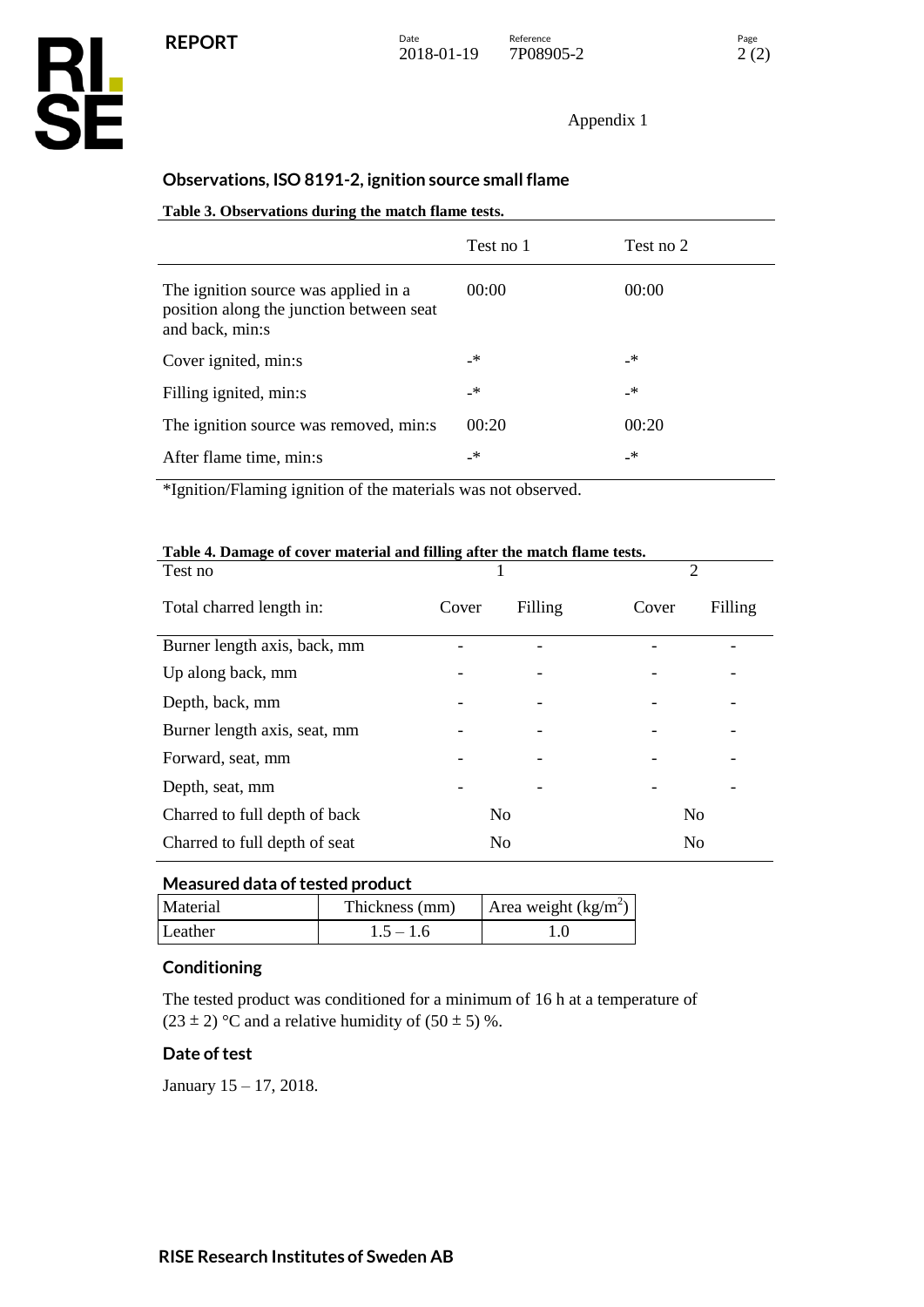Appendix 1

## Observations, ISO 8191-2, ignition source small flame

**Table 3. Observations during the match flame tests.**

| | Test no 1 | Test no 2 |
|---|---|---|
| The ignition source was applied in a position along the junction between seat and back, min:s | 00:00 | 00:00 |
| Cover ignited, min:s | -* | -* |
| Filling ignited, min:s | -* | -* |
| The ignition source was removed, min:s | 00:20 | 00:20 |
| After flame time, min:s | -* | -* |

*Ignition/Flaming ignition of the materials was not observed.

**Table 4. Damage of cover material and filling after the match flame tests.**

| Test no | 1 | | 2 | |
|---|---|---|---|---|
| Total charred length in: | Cover | Filling | Cover | Filling |
| Burner length axis, back, mm | - | - | - | - |
| Up along back, mm | - | - | - | - |
| Depth, back, mm | - | - | - | - |
| Burner length axis, seat, mm | - | - | - | - |
| Forward, seat, mm | - | - | - | - |
| Depth, seat, mm | - | - | - | - |
| Charred to full depth of back | No | | No | |
| Charred to full depth of seat | No | | No | |

### Measured data of tested product

| Material | Thickness (mm) | Area weight ($kg/m^2$) |
|---|---|---|
| Leather | 1.5 – 1.6 | 1.0 |

### Conditioning

The tested product was conditioned for a minimum of 16 h at a temperature of (23 ± 2) °C and a relative humidity of (50 ± 5) %.

### Date of test

January 15 – 17, 2018.